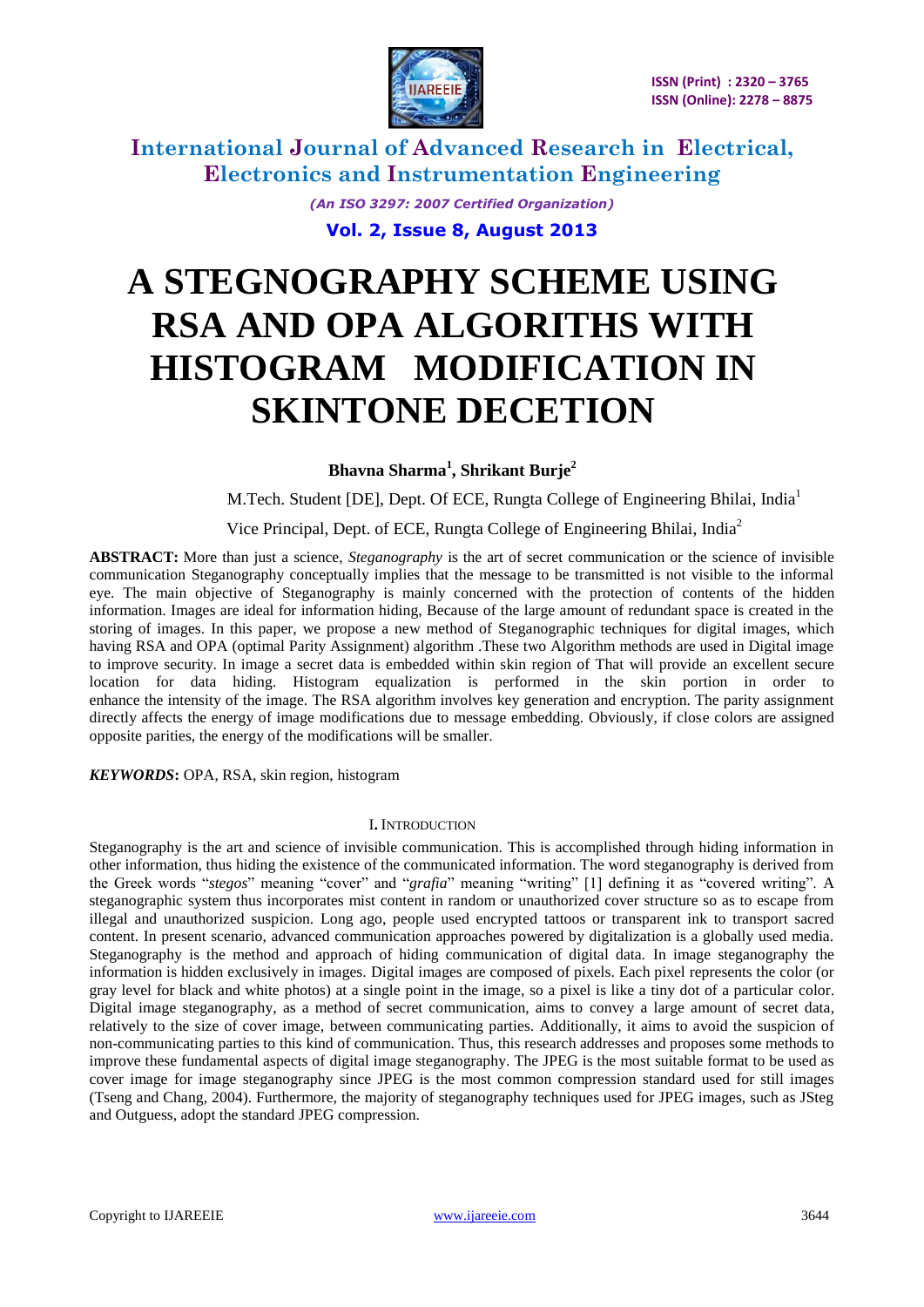# A STEGNOGRAPHY SCHEME USING RSA AND OPA ALGORITHS WITH HISTOGRAM MODIFICATION IN SKINTONE DECETION

**Bhavna Sharma[1], Shrikant Burje[2]**

M.Tech. Student [DE], Dept. Of ECE, Rungta College of Engineering Bhilai, India[1]

Vice Principal, Dept. of ECE, Rungta College of Engineering Bhilai, India[2]

**ABSTRACT:** More than just a science, *Steganography* is the art of secret communication or the science of invisible communication Steganography conceptually implies that the message to be transmitted is not visible to the informal eye. The main objective of Steganography is mainly concerned with the protection of contents of the hidden information. Images are ideal for information hiding, Because of the large amount of redundant space is created in the storing of images. In this paper, we propose a new method of Steganographic techniques for digital images, which having RSA and OPA (optimal Parity Assignment) algorithm .These two Algorithm methods are used in Digital image to improve security. In image a secret data is embedded within skin region of That will provide an excellent secure location for data hiding. Histogram equalization is performed in the skin portion in order to enhance the intensity of the image. The RSA algorithm involves key generation and encryption. The parity assignment directly affects the energy of image modifications due to message embedding. Obviously, if close colors are assigned opposite parities, the energy of the modifications will be smaller.

***KEYWORDS*:** OPA, RSA, skin region, histogram

## I. INTRODUCTION

Steganography is the art and science of invisible communication. This is accomplished through hiding information in other information, thus hiding the existence of the communicated information. The word steganography is derived from the Greek words "*stegos*" meaning "cover" and "*grafia*" meaning "writing" [1] defining it as "covered writing". A steganographic system thus incorporates mist content in random or unauthorized cover structure so as to escape from illegal and unauthorized suspicion. Long ago, people used encrypted tattoos or transparent ink to transport sacred content. In present scenario, advanced communication approaches powered by digitalization is a globally used media. Steganography is the method and approach of hiding communication of digital data. In image steganography the information is hidden exclusively in images. Digital images are composed of pixels. Each pixel represents the color (or gray level for black and white photos) at a single point in the image, so a pixel is like a tiny dot of a particular color. Digital image steganography, as a method of secret communication, aims to convey a large amount of secret data, relatively to the size of cover image, between communicating parties. Additionally, it aims to avoid the suspicion of non-communicating parties to this kind of communication. Thus, this research addresses and proposes some methods to improve these fundamental aspects of digital image steganography. The JPEG is the most suitable format to be used as cover image for image steganography since JPEG is the most common compression standard used for still images (Tseng and Chang, 2004). Furthermore, the majority of steganography techniques used for JPEG images, such as JSteg and Outguess, adopt the standard JPEG compression.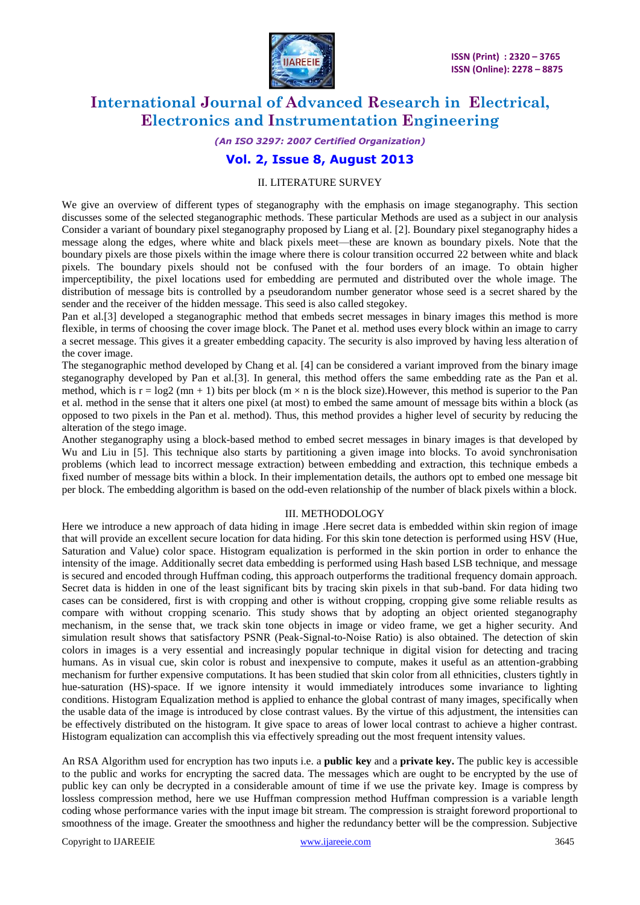## II. LITERATURE SURVEY

We give an overview of different types of steganography with the emphasis on image steganography. This section discusses some of the selected steganographic methods. These particular Methods are used as a subject in our analysis Consider a variant of boundary pixel steganography proposed by Liang et al. [2]. Boundary pixel steganography hides a message along the edges, where white and black pixels meet—these are known as boundary pixels. Note that the boundary pixels are those pixels within the image where there is colour transition occurred 22 between white and black pixels. The boundary pixels should not be confused with the four borders of an image. To obtain higher imperceptibility, the pixel locations used for embedding are permuted and distributed over the whole image. The distribution of message bits is controlled by a pseudorandom number generator whose seed is a secret shared by the sender and the receiver of the hidden message. This seed is also called stegokey.

Pan et al.[3] developed a steganographic method that embeds secret messages in binary images this method is more flexible, in terms of choosing the cover image block. The Panet et al. method uses every block within an image to carry a secret message. This gives it a greater embedding capacity. The security is also improved by having less alteration of the cover image.

The steganographic method developed by Chang et al. [4] can be considered a variant improved from the binary image steganography developed by Pan et al.[3]. In general, this method offers the same embedding rate as the Pan et al. method, which is $r = \log_2 (mn + 1)$ bits per block ($m \times n$ is the block size).However, this method is superior to the Pan et al. method in the sense that it alters one pixel (at most) to embed the same amount of message bits within a block (as opposed to two pixels in the Pan et al. method). Thus, this method provides a higher level of security by reducing the alteration of the stego image.

Another steganography using a block-based method to embed secret messages in binary images is that developed by Wu and Liu in [5]. This technique also starts by partitioning a given image into blocks. To avoid synchronisation problems (which lead to incorrect message extraction) between embedding and extraction, this technique embeds a fixed number of message bits within a block. In their implementation details, the authors opt to embed one message bit per block. The embedding algorithm is based on the odd-even relationship of the number of black pixels within a block.

## III. METHODOLOGY

Here we introduce a new approach of data hiding in image .Here secret data is embedded within skin region of image that will provide an excellent secure location for data hiding. For this skin tone detection is performed using HSV (Hue, Saturation and Value) color space. Histogram equalization is performed in the skin portion in order to enhance the intensity of the image. Additionally secret data embedding is performed using Hash based LSB technique, and message is secured and encoded through Huffman coding, this approach outperforms the traditional frequency domain approach. Secret data is hidden in one of the least significant bits by tracing skin pixels in that sub-band. For data hiding two cases can be considered, first is with cropping and other is without cropping, cropping give some reliable results as compare with without cropping scenario. This study shows that by adopting an object oriented steganography mechanism, in the sense that, we track skin tone objects in image or video frame, we get a higher security. And simulation result shows that satisfactory PSNR (Peak-Signal-to-Noise Ratio) is also obtained. The detection of skin colors in images is a very essential and increasingly popular technique in digital vision for detecting and tracing humans. As in visual cue, skin color is robust and inexpensive to compute, makes it useful as an attention-grabbing mechanism for further expensive computations. It has been studied that skin color from all ethnicities, clusters tightly in hue-saturation (HS)-space. If we ignore intensity it would immediately introduces some invariance to lighting conditions. Histogram Equalization method is applied to enhance the global contrast of many images, specifically when the usable data of the image is introduced by close contrast values. By the virtue of this adjustment, the intensities can be effectively distributed on the histogram. It give space to areas of lower local contrast to achieve a higher contrast. Histogram equalization can accomplish this via effectively spreading out the most frequent intensity values.

An RSA Algorithm used for encryption has two inputs i.e. a **public key** and a **private key.** The public key is accessible to the public and works for encrypting the sacred data. The messages which are ought to be encrypted by the use of public key can only be decrypted in a considerable amount of time if we use the private key. Image is compress by lossless compression method, here we use Huffman compression method Huffman compression is a variable length coding whose performance varies with the input image bit stream. The compression is straight foreword proportional to smoothness of the image. Greater the smoothness and higher the redundancy better will be the compression. Subjective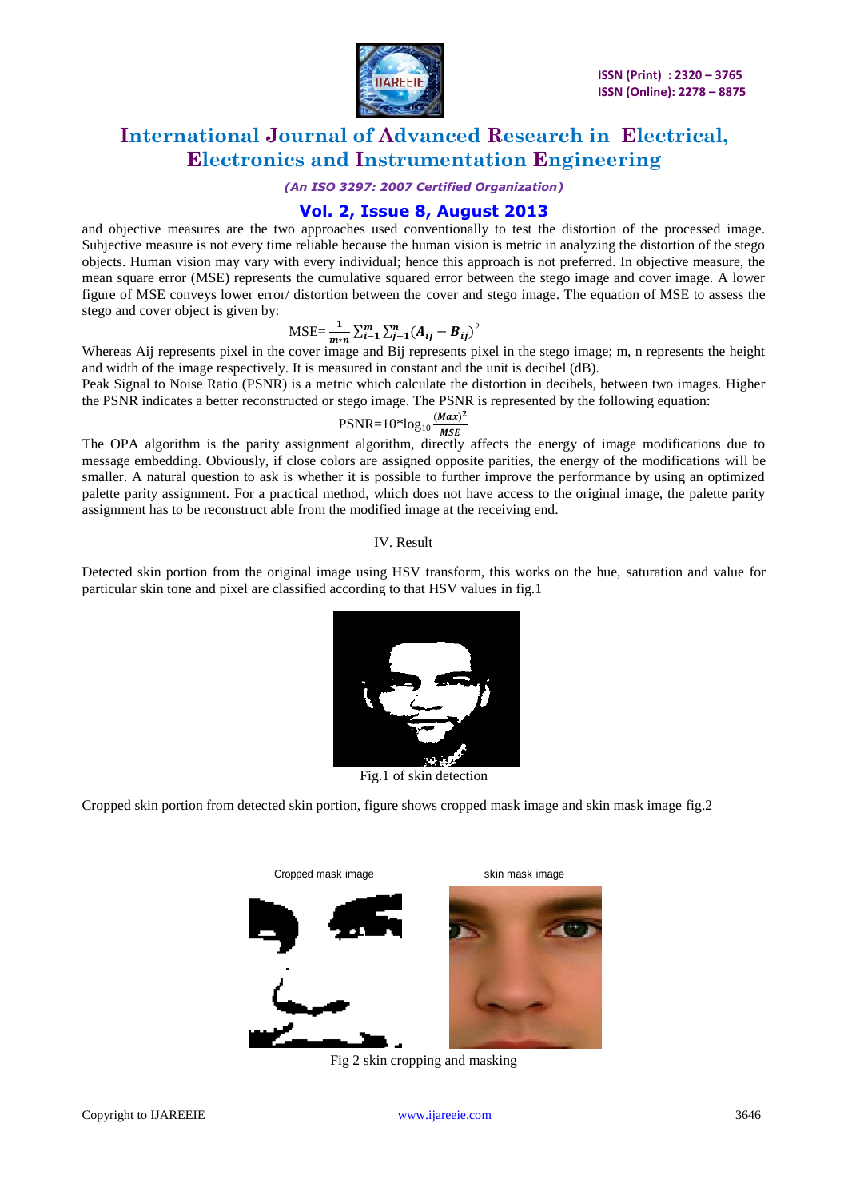and objective measures are the two approaches used conventionally to test the distortion of the processed image. Subjective measure is not every time reliable because the human vision is metric in analyzing the distortion of the stego objects. Human vision may vary with every individual; hence this approach is not preferred. In objective measure, the mean square error (MSE) represents the cumulative squared error between the stego image and cover image. A lower figure of MSE conveys lower error/ distortion between the cover and stego image. The equation of MSE to assess the stego and cover object is given by:

$$\text{MSE}=\frac{1}{m*n}\sum_{i=1}^{m}\sum_{j=1}^{n}(A_{ij}-B_{ij})^{2}$$

Whereas Aij represents pixel in the cover image and Bij represents pixel in the stego image; m, n represents the height and width of the image respectively. It is measured in constant and the unit is decibel (dB).

Peak Signal to Noise Ratio (PSNR) is a metric which calculate the distortion in decibels, between two images. Higher the PSNR indicates a better reconstructed or stego image. The PSNR is represented by the following equation:

$$\text{PSNR}=10*\log_{10}\frac{(Max)^{2}}{MSE}$$

The OPA algorithm is the parity assignment algorithm, directly affects the energy of image modifications due to message embedding. Obviously, if close colors are assigned opposite parities, the energy of the modifications will be smaller. A natural question to ask is whether it is possible to further improve the performance by using an optimized palette parity assignment. For a practical method, which does not have access to the original image, the palette parity assignment has to be reconstruct able from the modified image at the receiving end.

## IV. Result

Detected skin portion from the original image using HSV transform, this works on the hue, saturation and value for particular skin tone and pixel are classified according to that HSV values in fig.1

Fig.1 of skin detection

Cropped skin portion from detected skin portion, figure shows cropped mask image and skin mask image fig.2

Cropped mask image | skin mask image

Fig 2 skin cropping and masking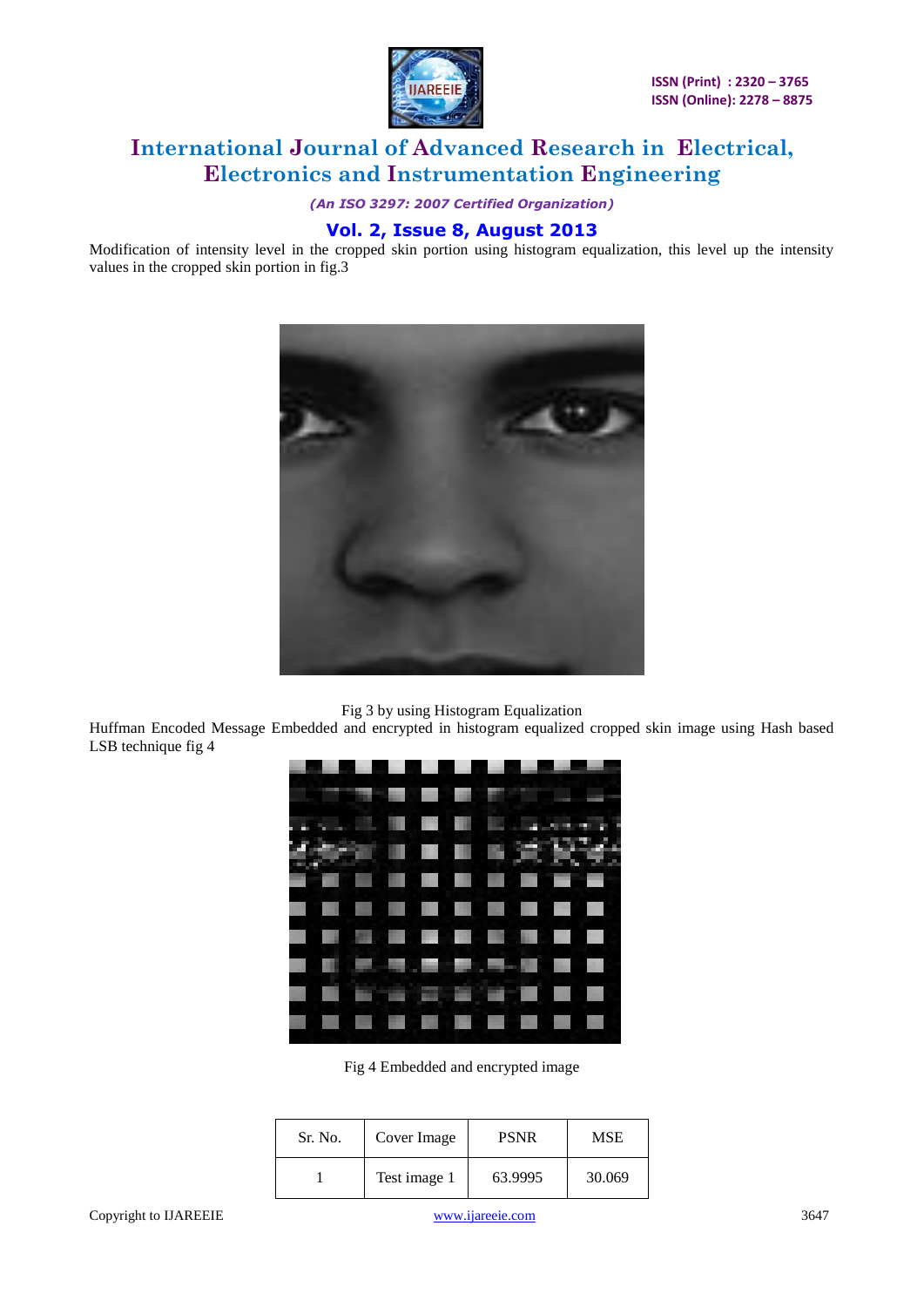Modification of intensity level in the cropped skin portion using histogram equalization, this level up the intensity values in the cropped skin portion in fig.3

Fig 3 by using Histogram Equalization

Huffman Encoded Message Embedded and encrypted in histogram equalized cropped skin image using Hash based LSB technique fig 4

Fig 4 Embedded and encrypted image

| Sr. No. | Cover Image | PSNR | MSE |
|---|---|---|---|
| 1 | Test image 1 | 63.9995 | 30.069 |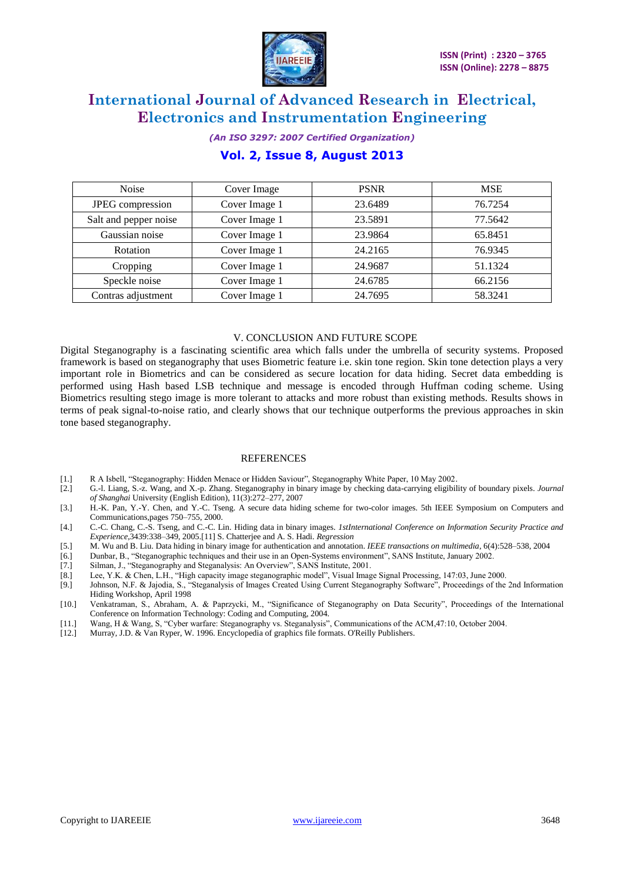| Noise | Cover Image | PSNR | MSE |
|---|---|---|---|
| JPEG compression | Cover Image 1 | 23.6489 | 76.7254 |
| Salt and pepper noise | Cover Image 1 | 23.5891 | 77.5642 |
| Gaussian noise | Cover Image 1 | 23.9864 | 65.8451 |
| Rotation | Cover Image 1 | 24.2165 | 76.9345 |
| Cropping | Cover Image 1 | 24.9687 | 51.1324 |
| Speckle noise | Cover Image 1 | 24.6785 | 66.2156 |
| Contras adjustment | Cover Image 1 | 24.7695 | 58.3241 |

## V. CONCLUSION AND FUTURE SCOPE

Digital Steganography is a fascinating scientific area which falls under the umbrella of security systems. Proposed framework is based on steganography that uses Biometric feature i.e. skin tone region. Skin tone detection plays a very important role in Biometrics and can be considered as secure location for data hiding. Secret data embedding is performed using Hash based LSB technique and message is encoded through Huffman coding scheme. Using Biometrics resulting stego image is more tolerant to attacks and more robust than existing methods. Results shows in terms of peak signal-to-noise ratio, and clearly shows that our technique outperforms the previous approaches in skin tone based steganography.

## REFERENCES

[1.] R A Isbell, "Steganography: Hidden Menace or Hidden Saviour", Steganography White Paper, 10 May 2002.

[2.] G.-l. Liang, S.-z. Wang, and X.-p. Zhang. Steganography in binary image by checking data-carrying eligibility of boundary pixels. *Journal of Shanghai* University (English Edition), 11(3):272–277, 2007

[3.] H.-K. Pan, Y.-Y. Chen, and Y.-C. Tseng. A secure data hiding scheme for two-color images. 5th IEEE Symposium on Computers and Communications,pages 750–755, 2000.

[4.] C.-C. Chang, C.-S. Tseng, and C.-C. Lin. Hiding data in binary images. *1stInternational Conference on Information Security Practice and Experience*,3439:338–349, 2005.[11] S. Chatterjee and A. S. Hadi. *Regression*

[5.] M. Wu and B. Liu. Data hiding in binary image for authentication and annotation. *IEEE transactions on multimedia*, 6(4):528–538, 2004

[6.] Dunbar, B., "Steganographic techniques and their use in an Open-Systems environment", SANS Institute, January 2002.

[7.] Silman, J., "Steganography and Steganalysis: An Overview", SANS Institute, 2001.

[8.] Lee, Y.K. & Chen, L.H., "High capacity image steganographic model", Visual Image Signal Processing, 147:03, June 2000.

[9.] Johnson, N.F. & Jajodia, S., "Steganalysis of Images Created Using Current Steganography Software", Proceedings of the 2nd Information Hiding Workshop, April 1998

[10.] Venkatraman, S., Abraham, A. & Paprzycki, M., "Significance of Steganography on Data Security", Proceedings of the International Conference on Information Technology: Coding and Computing, 2004.

[11.] Wang, H & Wang, S, "Cyber warfare: Steganography vs. Steganalysis", Communications of the ACM,47:10, October 2004.

[12.] Murray, J.D. & Van Ryper, W. 1996. Encyclopedia of graphics file formats. O'Reilly Publishers.